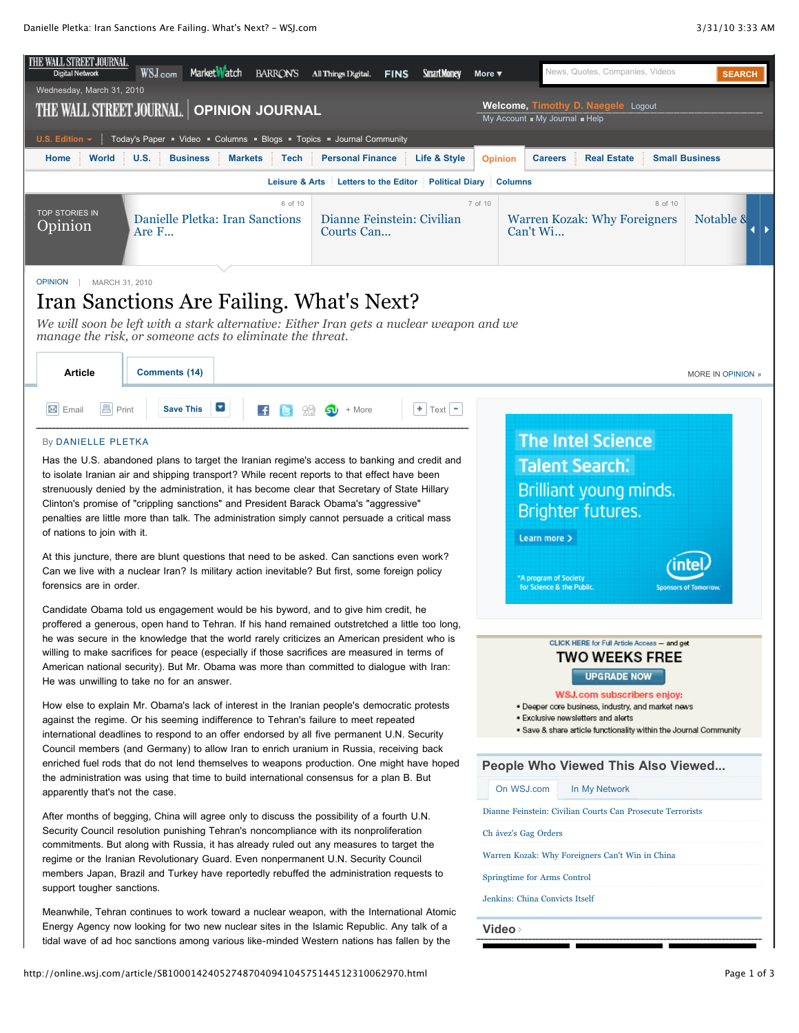OPINION | MARCH 31, 2010

# Iran Sanctions Are Failing. What's Next?

*We will soon be left with a stark alternative: Either Iran gets a nuclear weapon and we manage the risk, or someone acts to eliminate the threat.*

By DANIELLE PLETKA

Has the U.S. abandoned plans to target the Iranian regime's access to banking and credit and to isolate Iranian air and shipping transport? While recent reports to that effect have been strenuously denied by the administration, it has become clear that Secretary of State Hillary Clinton's promise of "crippling sanctions" and President Barack Obama's "aggressive" penalties are little more than talk. The administration simply cannot persuade a critical mass of nations to join with it.

At this juncture, there are blunt questions that need to be asked. Can sanctions even work? Can we live with a nuclear Iran? Is military action inevitable? But first, some foreign policy forensics are in order.

Candidate Obama told us engagement would be his byword, and to give him credit, he proffered a generous, open hand to Tehran. If his hand remained outstretched a little too long, he was secure in the knowledge that the world rarely criticizes an American president who is willing to make sacrifices for peace (especially if those sacrifices are measured in terms of American national security). But Mr. Obama was more than committed to dialogue with Iran: He was unwilling to take no for an answer.

How else to explain Mr. Obama's lack of interest in the Iranian people's democratic protests against the regime. Or his seeming indifference to Tehran's failure to meet repeated international deadlines to respond to an offer endorsed by all five permanent U.N. Security Council members (and Germany) to allow Iran to enrich uranium in Russia, receiving back enriched fuel rods that do not lend themselves to weapons production. One might have hoped the administration was using that time to build international consensus for a plan B. But apparently that's not the case.

After months of begging, China will agree only to discuss the possibility of a fourth U.N. Security Council resolution punishing Tehran's noncompliance with its nonproliferation commitments. But along with Russia, it has already ruled out any measures to target the regime or the Iranian Revolutionary Guard. Even nonpermanent U.N. Security Council members Japan, Brazil and Turkey have reportedly rebuffed the administration requests to support tougher sanctions.

Meanwhile, Tehran continues to work toward a nuclear weapon, with the International Atomic Energy Agency now looking for two new nuclear sites in the Islamic Republic. Any talk of a tidal wave of ad hoc sanctions among various like-minded Western nations has fallen by the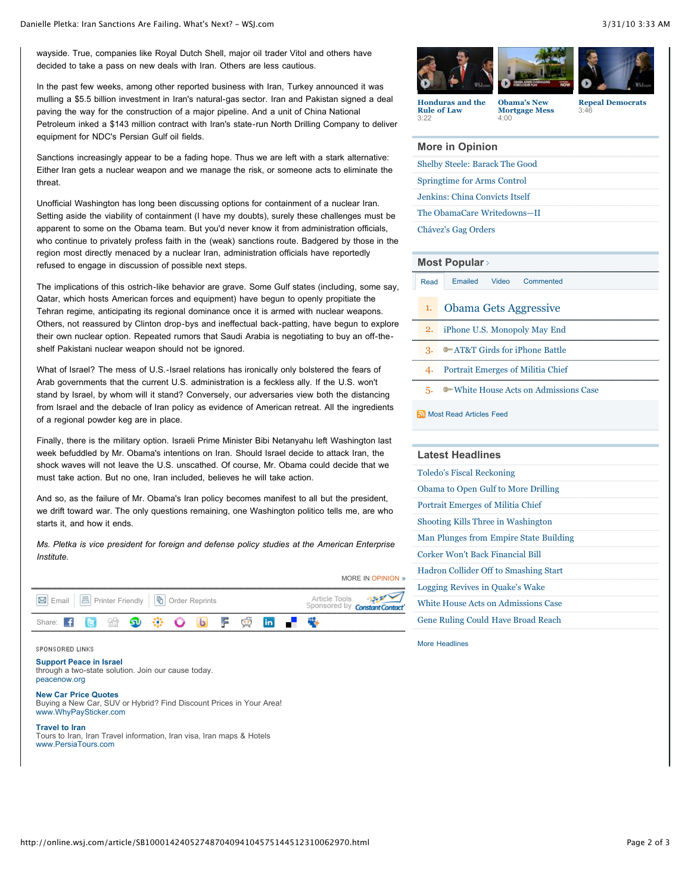wayside. True, companies like Royal Dutch Shell, major oil trader Vitol and others have decided to take a pass on new deals with Iran. Others are less cautious.

In the past few weeks, among other reported business with Iran, Turkey announced it was mulling a $5.5 billion investment in Iran's natural-gas sector. Iran and Pakistan signed a deal paving the way for the construction of a major pipeline. And a unit of China National Petroleum inked a $143 million contract with Iran's state-run North Drilling Company to deliver equipment for NDC's Persian Gulf oil fields.

Sanctions increasingly appear to be a fading hope. Thus we are left with a stark alternative: Either Iran gets a nuclear weapon and we manage the risk, or someone acts to eliminate the threat.

Unofficial Washington has long been discussing options for containment of a nuclear Iran. Setting aside the viability of containment (I have my doubts), surely these challenges must be apparent to some on the Obama team. But you'd never know it from administration officials, who continue to privately profess faith in the (weak) sanctions route. Badgered by those in the region most directly menaced by a nuclear Iran, administration officials have reportedly refused to engage in discussion of possible next steps.

The implications of this ostrich-like behavior are grave. Some Gulf states (including, some say, Qatar, which hosts American forces and equipment) have begun to openly propitiate the Tehran regime, anticipating its regional dominance once it is armed with nuclear weapons. Others, not reassured by Clinton drop-bys and ineffectual back-patting, have begun to explore their own nuclear option. Repeated rumors that Saudi Arabia is negotiating to buy an off-the-shelf Pakistani nuclear weapon should not be ignored.

What of Israel? The mess of U.S.-Israel relations has ironically only bolstered the fears of Arab governments that the current U.S. administration is a feckless ally. If the U.S. won't stand by Israel, by whom will it stand? Conversely, our adversaries view both the distancing from Israel and the debacle of Iran policy as evidence of American retreat. All the ingredients of a regional powder keg are in place.

Finally, there is the military option. Israeli Prime Minister Bibi Netanyahu left Washington last week befuddled by Mr. Obama's intentions on Iran. Should Israel decide to attack Iran, the shock waves will not leave the U.S. unscathed. Of course, Mr. Obama could decide that we must take action. But no one, Iran included, believes he will take action.

And so, as the failure of Mr. Obama's Iran policy becomes manifest to all but the president, we drift toward war. The only questions remaining, one Washington politico tells me, are who starts it, and how it ends.

*Ms. Pletka is vice president for foreign and defense policy studies at the American Enterprise Institute.*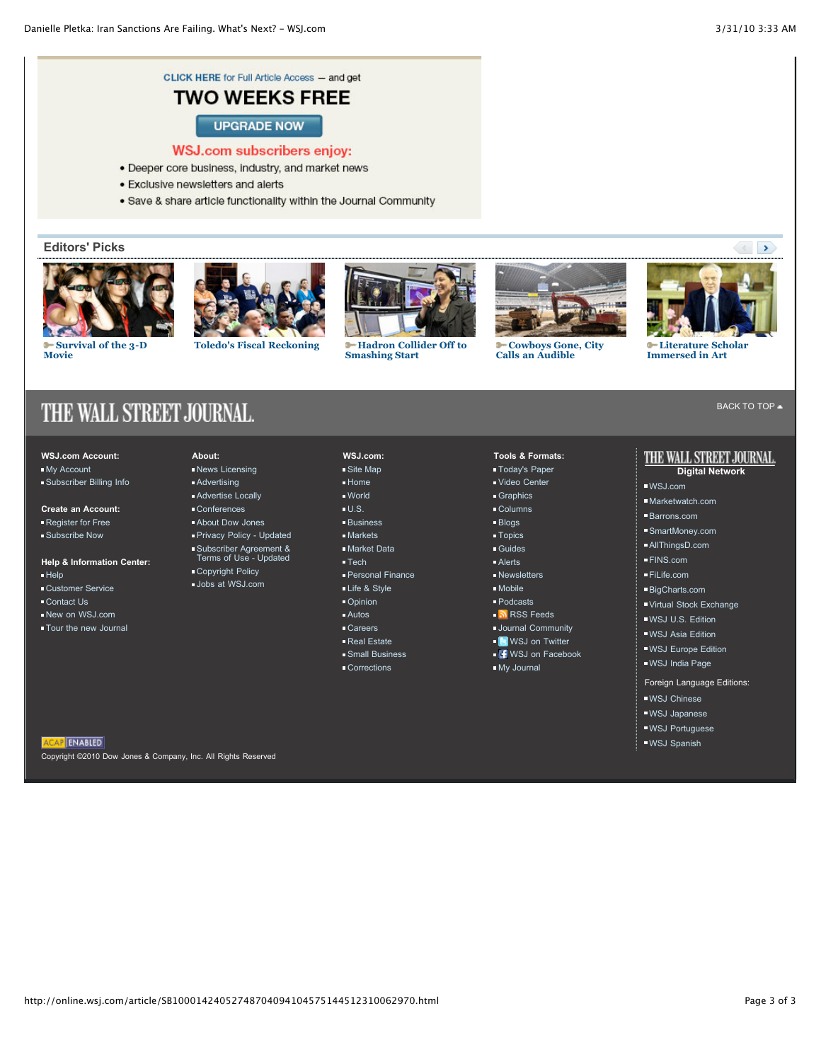CLICK HERE for Full Article Access — and get

# TWO WEEKS FREE

UPGRADE NOW

**WSJ.com subscribers enjoy:**

- Deeper core business, industry, and market news
- Exclusive newsletters and alerts
- Save & share article functionality within the Journal Community

## Editors' Picks

- Survival of the 3-D Movie
- Toledo's Fiscal Reckoning
- Hadron Collider Off to Smashing Start
- Cowboys Gone, City Calls an Audible
- Literature Scholar Immersed in Art

# THE WALL STREET JOURNAL.

BACK TO TOP

**WSJ.com Account:**
- My Account
- Subscriber Billing Info

**Create an Account:**
- Register for Free
- Subscribe Now

**Help & Information Center:**
- Help
- Customer Service
- Contact Us
- New on WSJ.com
- Tour the new Journal

**About:**
- News Licensing
- Advertising
- Advertise Locally
- Conferences
- About Dow Jones
- Privacy Policy - Updated
- Subscriber Agreement & Terms of Use - Updated
- Copyright Policy
- Jobs at WSJ.com

**WSJ.com:**
- Site Map
- Home
- World
- U.S.
- Business
- Markets
- Market Data
- Tech
- Personal Finance
- Life & Style
- Opinion
- Autos
- Careers
- Real Estate
- Small Business
- Corrections

**Tools & Formats:**
- Today's Paper
- Video Center
- Graphics
- Columns
- Blogs
- Topics
- Guides
- Alerts
- Newsletters
- Mobile
- Podcasts
- RSS Feeds
- Journal Community
- WSJ on Twitter
- WSJ on Facebook
- My Journal

**THE WALL STREET JOURNAL. Digital Network**
- WSJ.com
- Marketwatch.com
- Barrons.com
- SmartMoney.com
- AllThingsD.com
- FINS.com
- FiLife.com
- BigCharts.com
- Virtual Stock Exchange
- WSJ U.S. Edition
- WSJ Asia Edition
- WSJ Europe Edition
- WSJ India Page

Foreign Language Editions:
- WSJ Chinese
- WSJ Japanese
- WSJ Portuguese
- WSJ Spanish

ACAP ENABLED

Copyright ©2010 Dow Jones & Company, Inc. All Rights Reserved